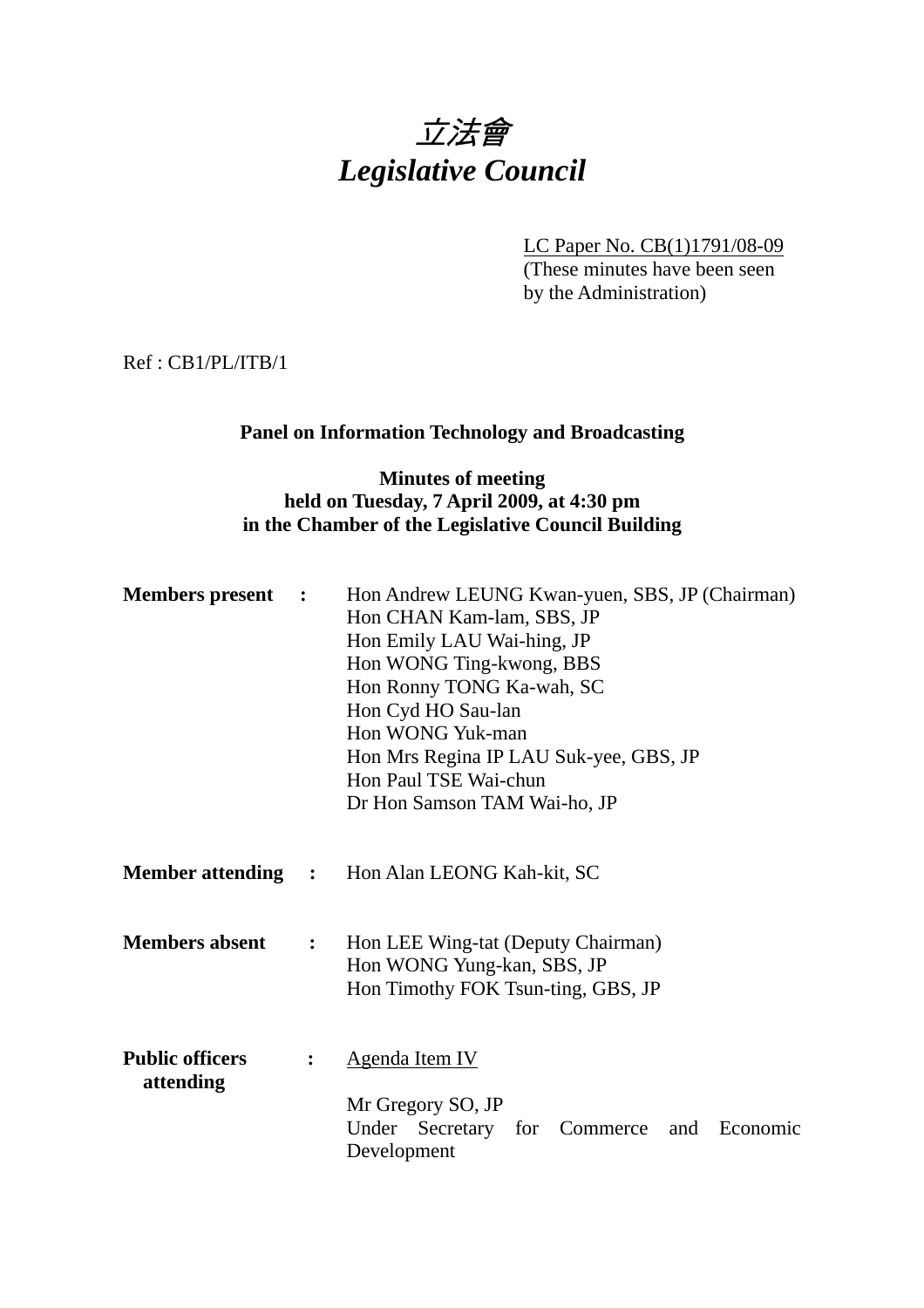# *立法會*
# *Legislative Council*

LC Paper No. CB(1)1791/08-09
(These minutes have been seen by the Administration)

Ref : CB1/PL/ITB/1

**Panel on Information Technology and Broadcasting**

**Minutes of meeting**
**held on Tuesday, 7 April 2009, at 4:30 pm**
**in the Chamber of the Legislative Council Building**

**Members present :**
Hon Andrew LEUNG Kwan-yuen, SBS, JP (Chairman)
Hon CHAN Kam-lam, SBS, JP
Hon Emily LAU Wai-hing, JP
Hon WONG Ting-kwong, BBS
Hon Ronny TONG Ka-wah, SC
Hon Cyd HO Sau-lan
Hon WONG Yuk-man
Hon Mrs Regina IP LAU Suk-yee, GBS, JP
Hon Paul TSE Wai-chun
Dr Hon Samson TAM Wai-ho, JP

**Member attending :**
Hon Alan LEONG Kah-kit, SC

**Members absent :**
Hon LEE Wing-tat (Deputy Chairman)
Hon WONG Yung-kan, SBS, JP
Hon Timothy FOK Tsun-ting, GBS, JP

**Public officers attending :**
Agenda Item IV

Mr Gregory SO, JP
Under Secretary for Commerce and Economic Development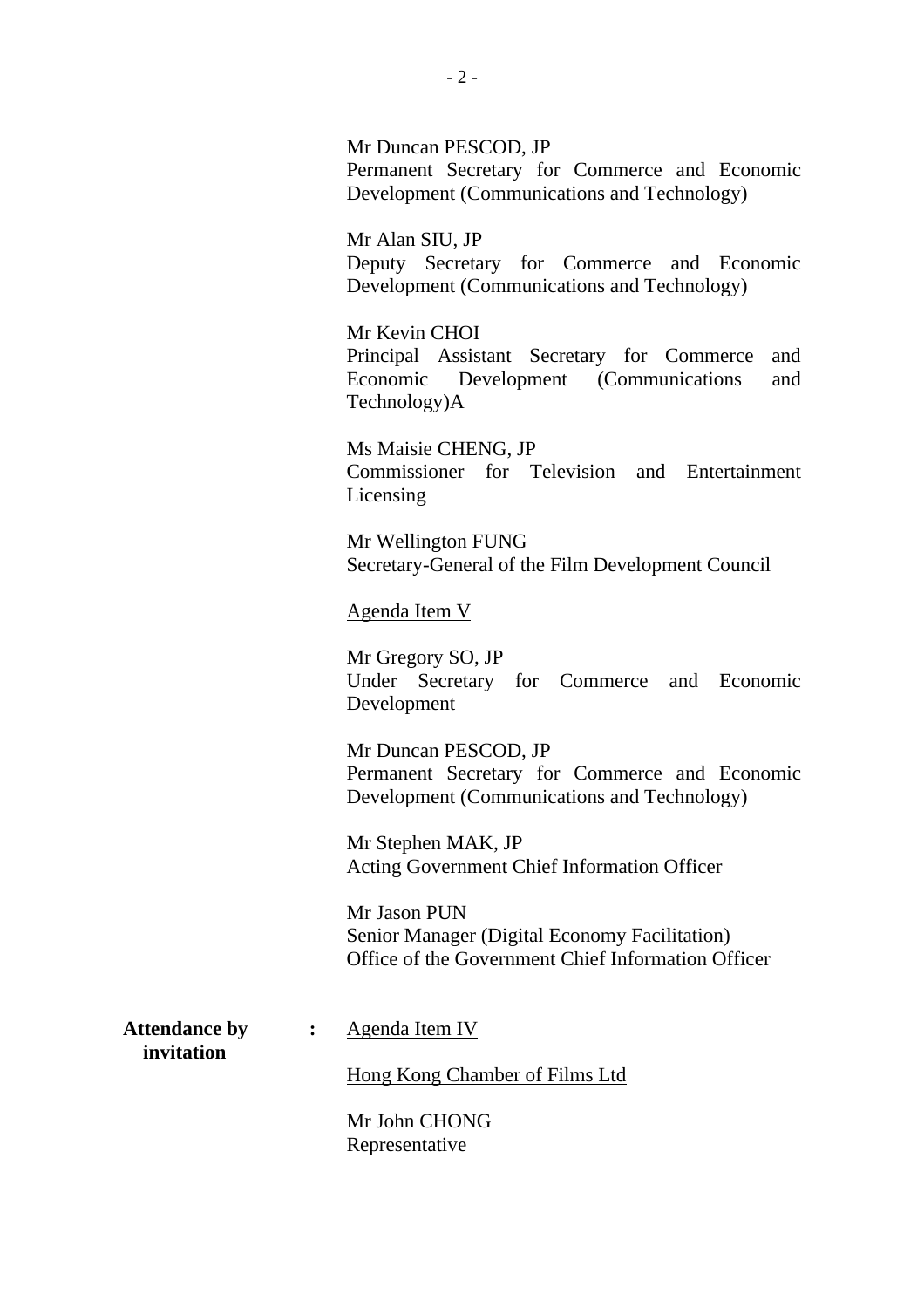Mr Duncan PESCOD, JP
Permanent Secretary for Commerce and Economic Development (Communications and Technology)

Mr Alan SIU, JP
Deputy Secretary for Commerce and Economic Development (Communications and Technology)

Mr Kevin CHOI
Principal Assistant Secretary for Commerce and Economic Development (Communications and Technology)A

Ms Maisie CHENG, JP
Commissioner for Television and Entertainment Licensing

Mr Wellington FUNG
Secretary-General of the Film Development Council

Agenda Item V

Mr Gregory SO, JP
Under Secretary for Commerce and Economic Development

Mr Duncan PESCOD, JP
Permanent Secretary for Commerce and Economic Development (Communications and Technology)

Mr Stephen MAK, JP
Acting Government Chief Information Officer

Mr Jason PUN
Senior Manager (Digital Economy Facilitation)
Office of the Government Chief Information Officer

**Attendance by invitation** : Agenda Item IV

Hong Kong Chamber of Films Ltd

Mr John CHONG
Representative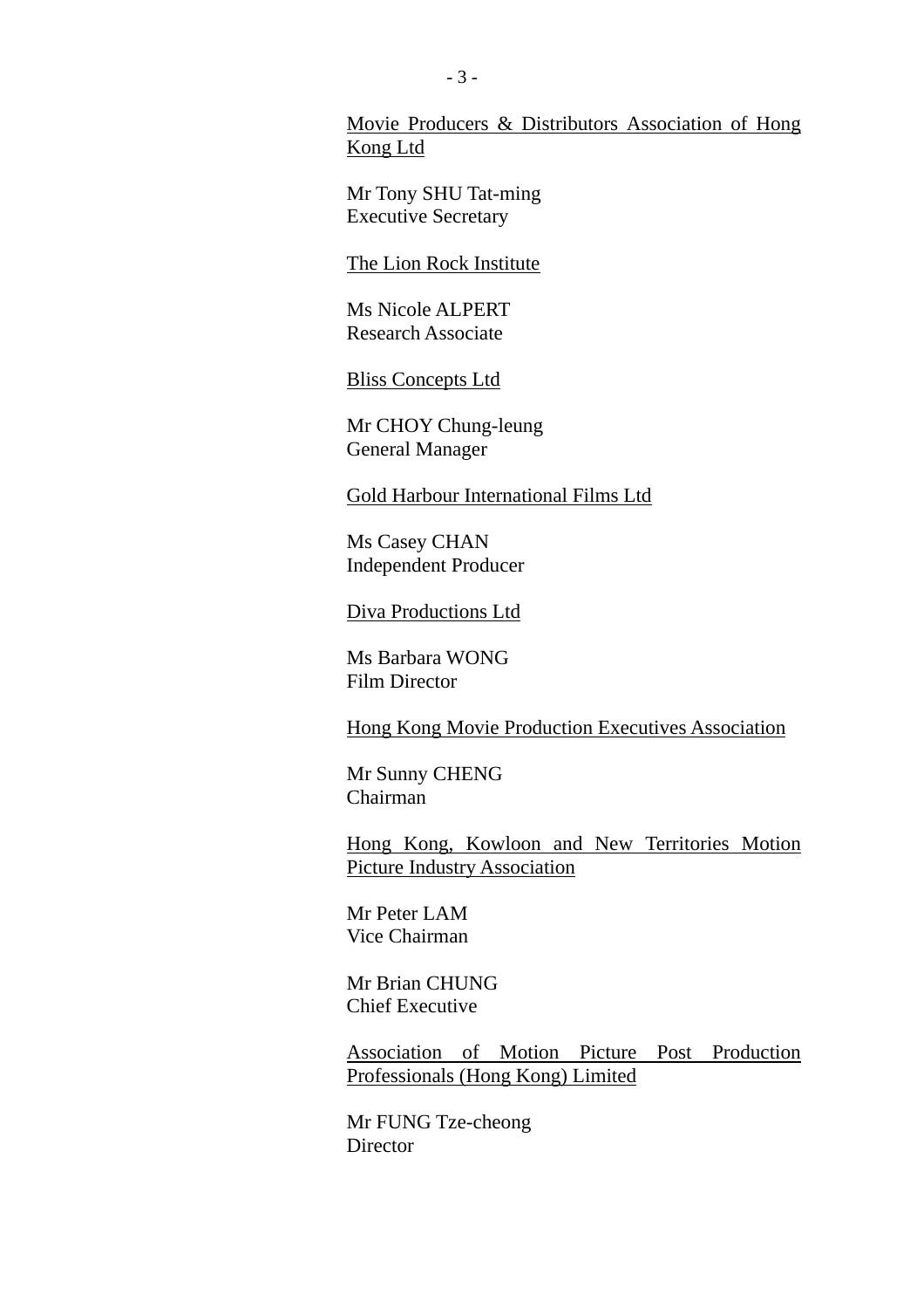<u>Movie Producers & Distributors Association of Hong Kong Ltd</u>

Mr Tony SHU Tat-ming
Executive Secretary

<u>The Lion Rock Institute</u>

Ms Nicole ALPERT
Research Associate

<u>Bliss Concepts Ltd</u>

Mr CHOY Chung-leung
General Manager

<u>Gold Harbour International Films Ltd</u>

Ms Casey CHAN
Independent Producer

<u>Diva Productions Ltd</u>

Ms Barbara WONG
Film Director

<u>Hong Kong Movie Production Executives Association</u>

Mr Sunny CHENG
Chairman

<u>Hong Kong, Kowloon and New Territories Motion Picture Industry Association</u>

Mr Peter LAM
Vice Chairman

Mr Brian CHUNG
Chief Executive

<u>Association of Motion Picture Post Production Professionals (Hong Kong) Limited</u>

Mr FUNG Tze-cheong
Director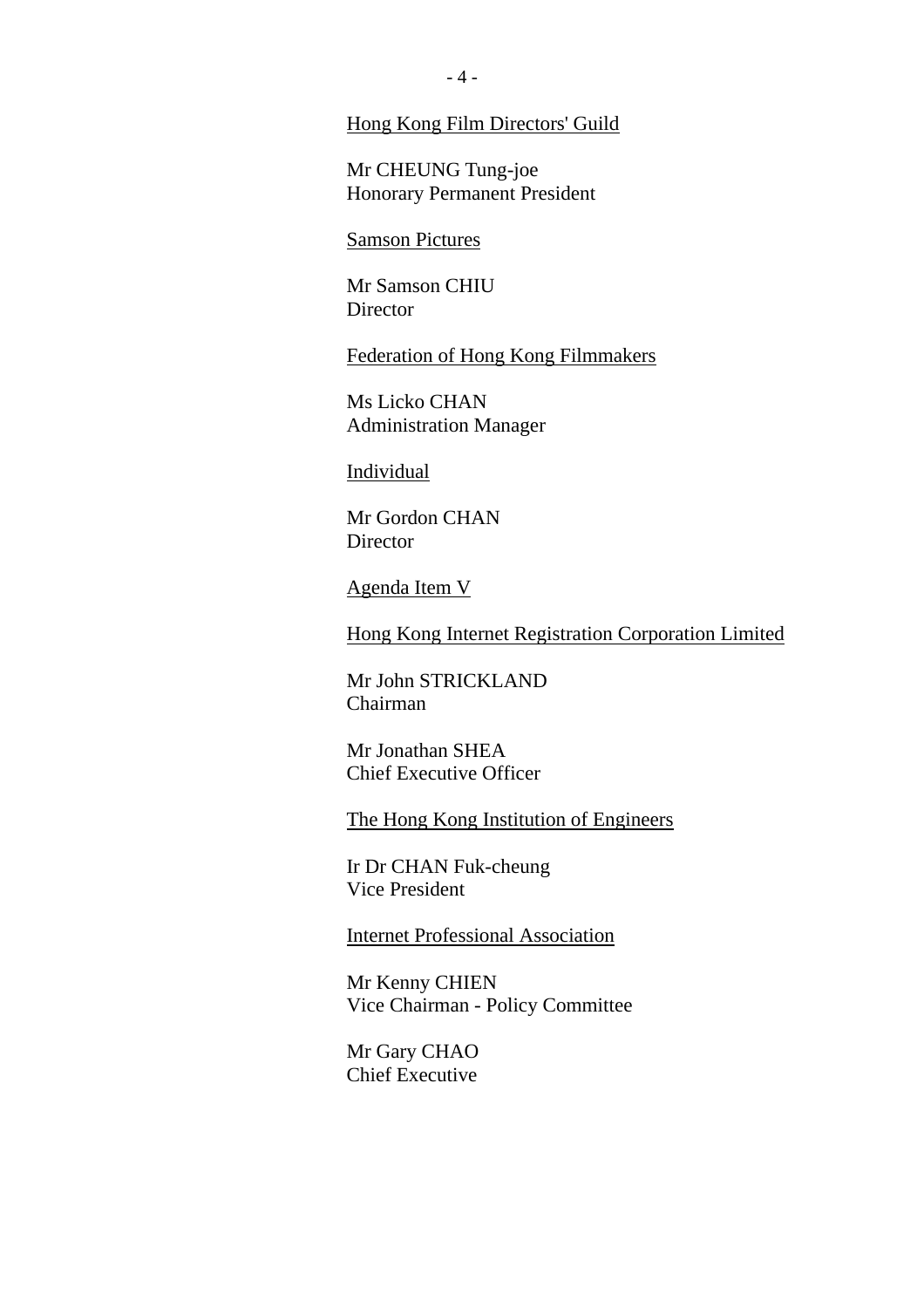Hong Kong Film Directors' Guild

Mr CHEUNG Tung-joe
Honorary Permanent President

Samson Pictures

Mr Samson CHIU
Director

Federation of Hong Kong Filmmakers

Ms Licko CHAN
Administration Manager

Individual

Mr Gordon CHAN
Director

Agenda Item V

Hong Kong Internet Registration Corporation Limited

Mr John STRICKLAND
Chairman

Mr Jonathan SHEA
Chief Executive Officer

The Hong Kong Institution of Engineers

Ir Dr CHAN Fuk-cheung
Vice President

Internet Professional Association

Mr Kenny CHIEN
Vice Chairman - Policy Committee

Mr Gary CHAO
Chief Executive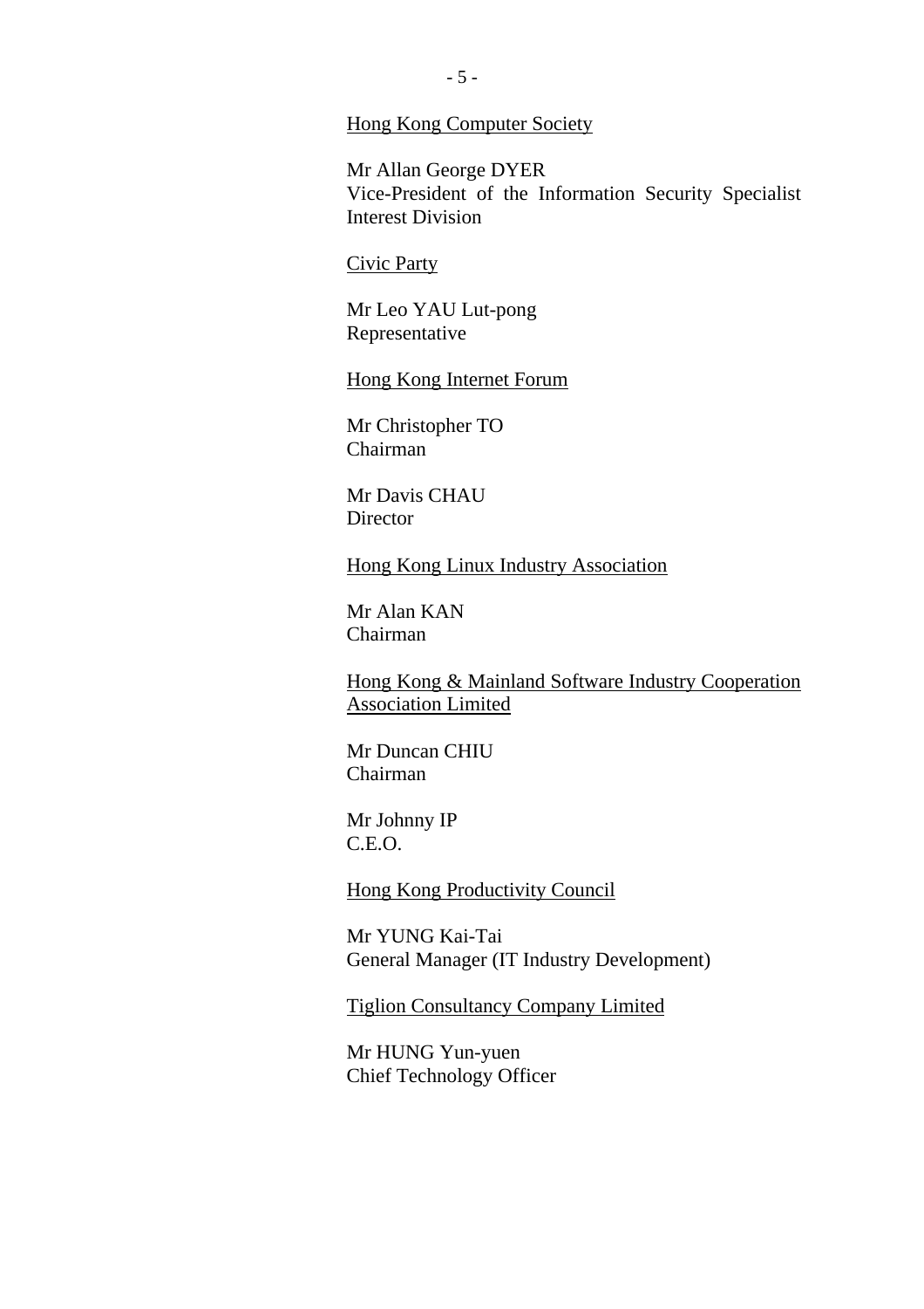<u>Hong Kong Computer Society</u>

Mr Allan George DYER
Vice-President of the Information Security Specialist Interest Division

<u>Civic Party</u>

Mr Leo YAU Lut-pong
Representative

<u>Hong Kong Internet Forum</u>

Mr Christopher TO
Chairman

Mr Davis CHAU
Director

<u>Hong Kong Linux Industry Association</u>

Mr Alan KAN
Chairman

<u>Hong Kong & Mainland Software Industry Cooperation Association Limited</u>

Mr Duncan CHIU
Chairman

Mr Johnny IP
C.E.O.

<u>Hong Kong Productivity Council</u>

Mr YUNG Kai-Tai
General Manager (IT Industry Development)

<u>Tiglion Consultancy Company Limited</u>

Mr HUNG Yun-yuen
Chief Technology Officer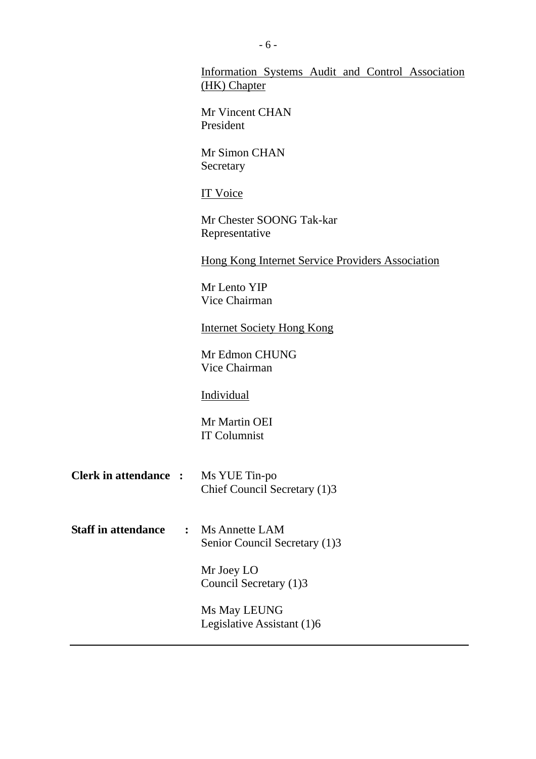<u>Information Systems Audit and Control Association (HK) Chapter</u>

Mr Vincent CHAN
President

Mr Simon CHAN
Secretary

<u>IT Voice</u>

Mr Chester SOONG Tak-kar
Representative

<u>Hong Kong Internet Service Providers Association</u>

Mr Lento YIP
Vice Chairman

<u>Internet Society Hong Kong</u>

Mr Edmon CHUNG
Vice Chairman

<u>Individual</u>

Mr Martin OEI
IT Columnist

**Clerk in attendance :** Ms YUE Tin-po
Chief Council Secretary (1)3

**Staff in attendance :** Ms Annette LAM
Senior Council Secretary (1)3

Mr Joey LO
Council Secretary (1)3

Ms May LEUNG
Legislative Assistant (1)6

---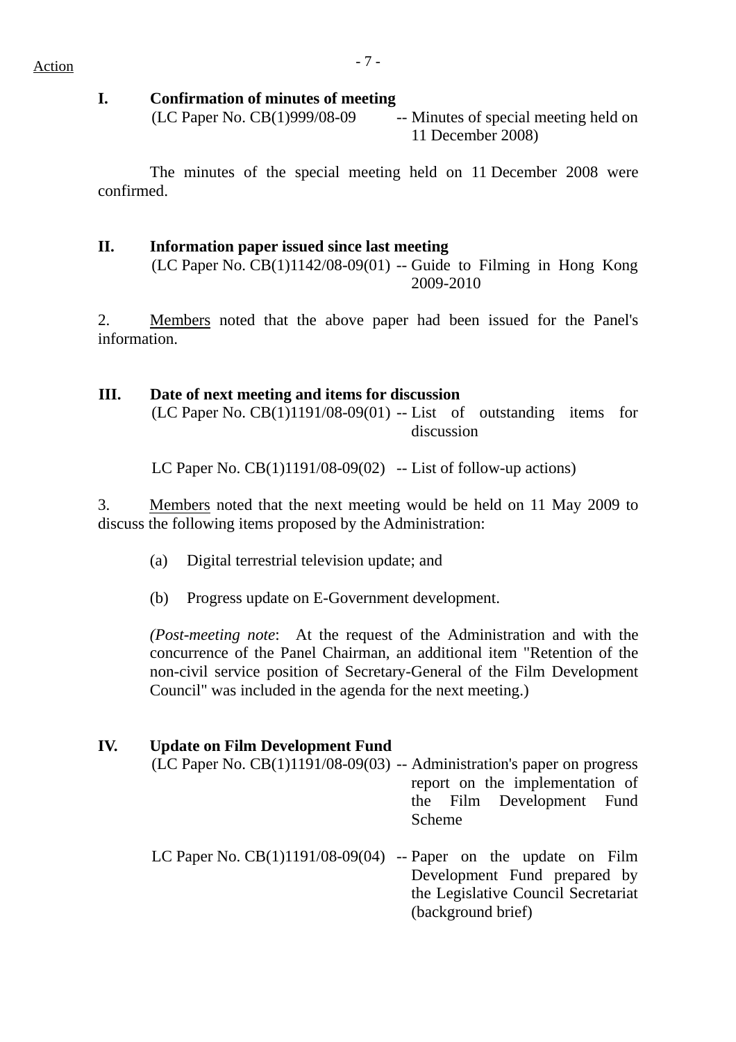Action

**I. Confirmation of minutes of meeting**

(LC Paper No. CB(1)999/08-09 -- Minutes of special meeting held on 11 December 2008)

The minutes of the special meeting held on 11 December 2008 were confirmed.

**II. Information paper issued since last meeting**

(LC Paper No. CB(1)1142/08-09(01) -- Guide to Filming in Hong Kong 2009-2010

2. Members noted that the above paper had been issued for the Panel's information.

**III. Date of next meeting and items for discussion**

(LC Paper No. CB(1)1191/08-09(01) -- List of outstanding items for discussion

LC Paper No. CB(1)1191/08-09(02) -- List of follow-up actions)

3. Members noted that the next meeting would be held on 11 May 2009 to discuss the following items proposed by the Administration:

(a) Digital terrestrial television update; and

(b) Progress update on E-Government development.

*(Post-meeting note*: At the request of the Administration and with the concurrence of the Panel Chairman, an additional item "Retention of the non-civil service position of Secretary-General of the Film Development Council" was included in the agenda for the next meeting.)

**IV. Update on Film Development Fund**

(LC Paper No. CB(1)1191/08-09(03) -- Administration's paper on progress report on the implementation of the Film Development Fund Scheme

LC Paper No. CB(1)1191/08-09(04) -- Paper on the update on Film Development Fund prepared by the Legislative Council Secretariat (background brief)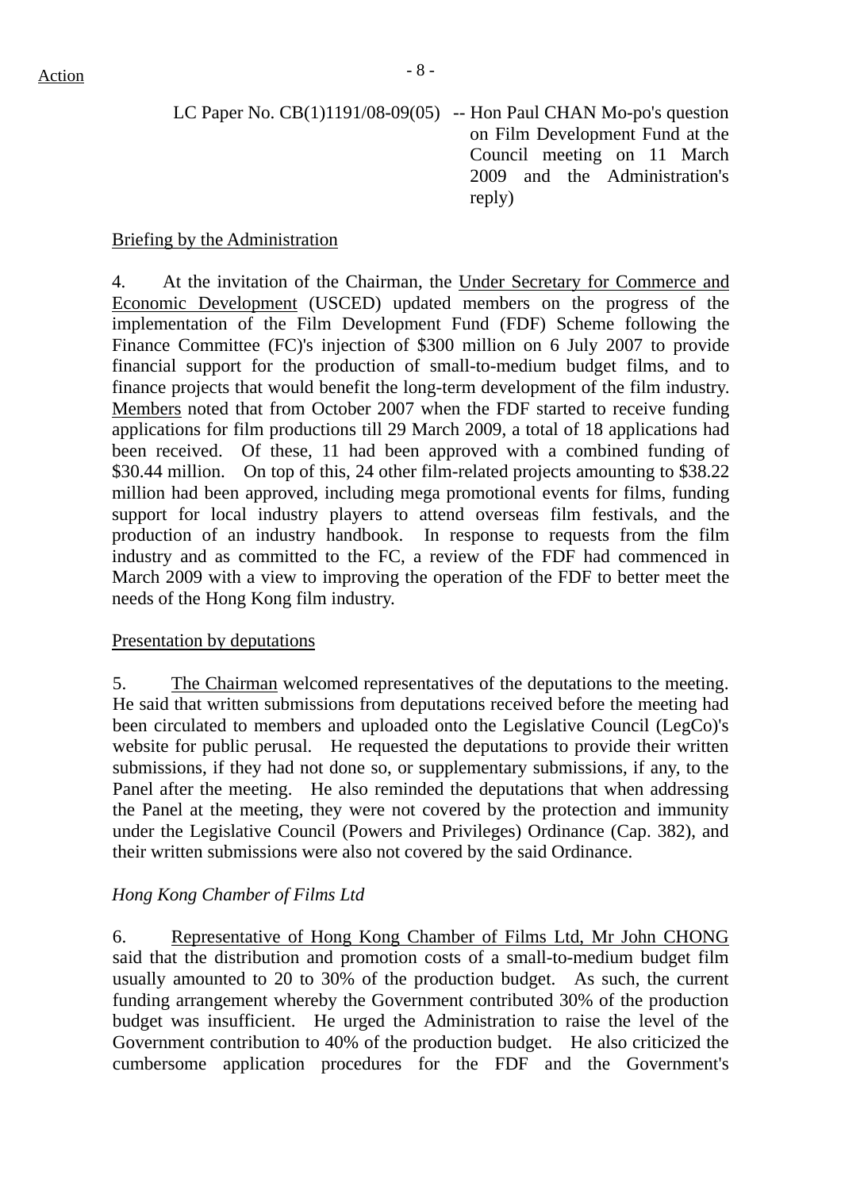LC Paper No. CB(1)1191/08-09(05) -- Hon Paul CHAN Mo-po's question on Film Development Fund at the Council meeting on 11 March 2009 and the Administration's reply)

Briefing by the Administration

4. At the invitation of the Chairman, the Under Secretary for Commerce and Economic Development (USCED) updated members on the progress of the implementation of the Film Development Fund (FDF) Scheme following the Finance Committee (FC)'s injection of $300 million on 6 July 2007 to provide financial support for the production of small-to-medium budget films, and to finance projects that would benefit the long-term development of the film industry. Members noted that from October 2007 when the FDF started to receive funding applications for film productions till 29 March 2009, a total of 18 applications had been received. Of these, 11 had been approved with a combined funding of $30.44 million. On top of this, 24 other film-related projects amounting to $38.22 million had been approved, including mega promotional events for films, funding support for local industry players to attend overseas film festivals, and the production of an industry handbook. In response to requests from the film industry and as committed to the FC, a review of the FDF had commenced in March 2009 with a view to improving the operation of the FDF to better meet the needs of the Hong Kong film industry.

Presentation by deputations

5. The Chairman welcomed representatives of the deputations to the meeting. He said that written submissions from deputations received before the meeting had been circulated to members and uploaded onto the Legislative Council (LegCo)'s website for public perusal. He requested the deputations to provide their written submissions, if they had not done so, or supplementary submissions, if any, to the Panel after the meeting. He also reminded the deputations that when addressing the Panel at the meeting, they were not covered by the protection and immunity under the Legislative Council (Powers and Privileges) Ordinance (Cap. 382), and their written submissions were also not covered by the said Ordinance.

*Hong Kong Chamber of Films Ltd*

6. Representative of Hong Kong Chamber of Films Ltd, Mr John CHONG said that the distribution and promotion costs of a small-to-medium budget film usually amounted to 20 to 30% of the production budget. As such, the current funding arrangement whereby the Government contributed 30% of the production budget was insufficient. He urged the Administration to raise the level of the Government contribution to 40% of the production budget. He also criticized the cumbersome application procedures for the FDF and the Government's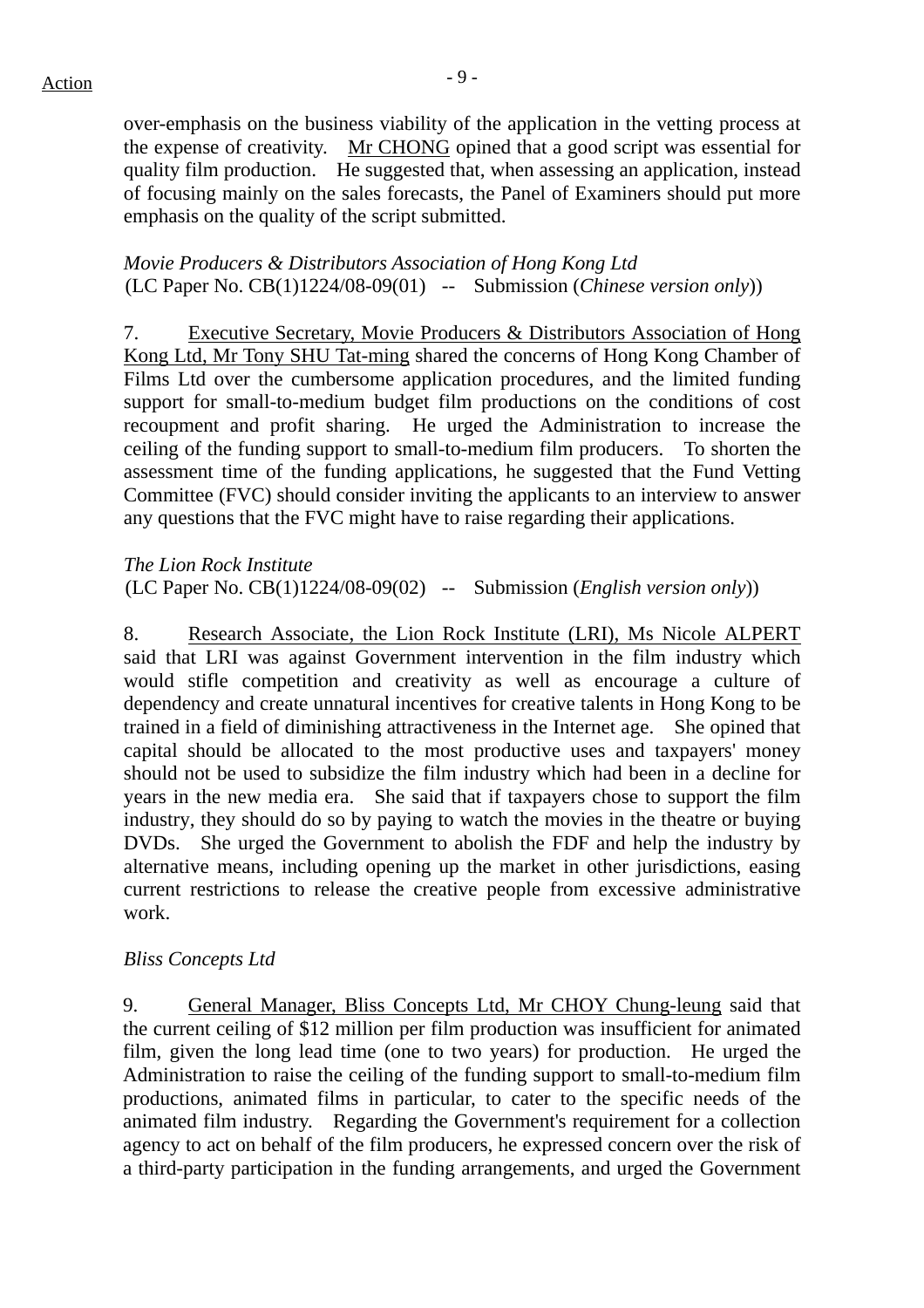over-emphasis on the business viability of the application in the vetting process at the expense of creativity. Mr CHONG opined that a good script was essential for quality film production. He suggested that, when assessing an application, instead of focusing mainly on the sales forecasts, the Panel of Examiners should put more emphasis on the quality of the script submitted.

*Movie Producers & Distributors Association of Hong Kong Ltd*
(LC Paper No. CB(1)1224/08-09(01) -- Submission (*Chinese version only*))

7. Executive Secretary, Movie Producers & Distributors Association of Hong Kong Ltd, Mr Tony SHU Tat-ming shared the concerns of Hong Kong Chamber of Films Ltd over the cumbersome application procedures, and the limited funding support for small-to-medium budget film productions on the conditions of cost recoupment and profit sharing. He urged the Administration to increase the ceiling of the funding support to small-to-medium film producers. To shorten the assessment time of the funding applications, he suggested that the Fund Vetting Committee (FVC) should consider inviting the applicants to an interview to answer any questions that the FVC might have to raise regarding their applications.

*The Lion Rock Institute*
(LC Paper No. CB(1)1224/08-09(02) -- Submission (*English version only*))

8. Research Associate, the Lion Rock Institute (LRI), Ms Nicole ALPERT said that LRI was against Government intervention in the film industry which would stifle competition and creativity as well as encourage a culture of dependency and create unnatural incentives for creative talents in Hong Kong to be trained in a field of diminishing attractiveness in the Internet age. She opined that capital should be allocated to the most productive uses and taxpayers' money should not be used to subsidize the film industry which had been in a decline for years in the new media era. She said that if taxpayers chose to support the film industry, they should do so by paying to watch the movies in the theatre or buying DVDs. She urged the Government to abolish the FDF and help the industry by alternative means, including opening up the market in other jurisdictions, easing current restrictions to release the creative people from excessive administrative work.

*Bliss Concepts Ltd*

9. General Manager, Bliss Concepts Ltd, Mr CHOY Chung-leung said that the current ceiling of $12 million per film production was insufficient for animated film, given the long lead time (one to two years) for production. He urged the Administration to raise the ceiling of the funding support to small-to-medium film productions, animated films in particular, to cater to the specific needs of the animated film industry. Regarding the Government's requirement for a collection agency to act on behalf of the film producers, he expressed concern over the risk of a third-party participation in the funding arrangements, and urged the Government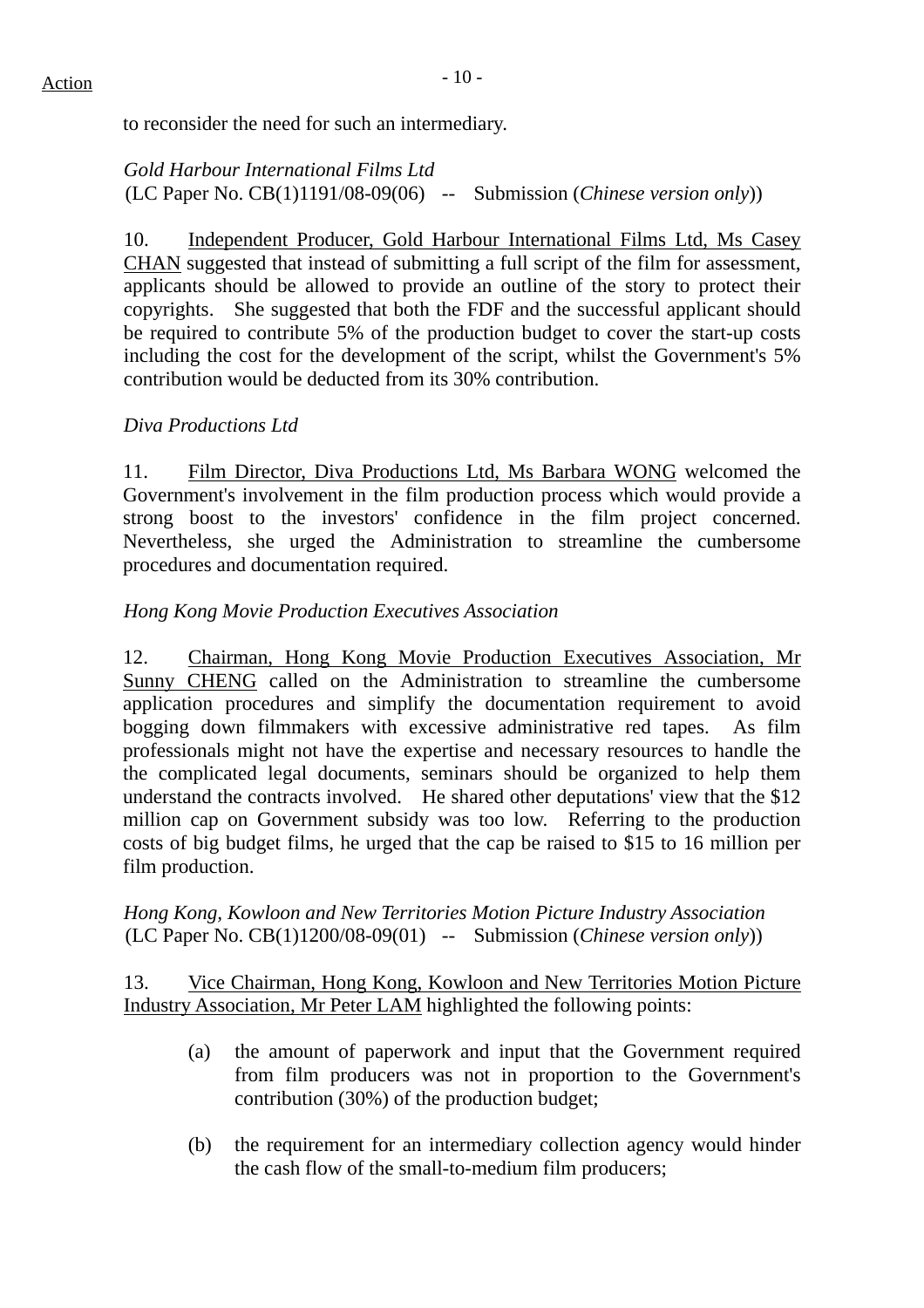to reconsider the need for such an intermediary.

*Gold Harbour International Films Ltd*
(LC Paper No. CB(1)1191/08-09(06) -- Submission (*Chinese version only*))

10. Independent Producer, Gold Harbour International Films Ltd, Ms Casey CHAN suggested that instead of submitting a full script of the film for assessment, applicants should be allowed to provide an outline of the story to protect their copyrights. She suggested that both the FDF and the successful applicant should be required to contribute 5% of the production budget to cover the start-up costs including the cost for the development of the script, whilst the Government's 5% contribution would be deducted from its 30% contribution.

*Diva Productions Ltd*

11. Film Director, Diva Productions Ltd, Ms Barbara WONG welcomed the Government's involvement in the film production process which would provide a strong boost to the investors' confidence in the film project concerned. Nevertheless, she urged the Administration to streamline the cumbersome procedures and documentation required.

*Hong Kong Movie Production Executives Association*

12. Chairman, Hong Kong Movie Production Executives Association, Mr Sunny CHENG called on the Administration to streamline the cumbersome application procedures and simplify the documentation requirement to avoid bogging down filmmakers with excessive administrative red tapes. As film professionals might not have the expertise and necessary resources to handle the the complicated legal documents, seminars should be organized to help them understand the contracts involved. He shared other deputations' view that the $12 million cap on Government subsidy was too low. Referring to the production costs of big budget films, he urged that the cap be raised to $15 to 16 million per film production.

*Hong Kong, Kowloon and New Territories Motion Picture Industry Association*
(LC Paper No. CB(1)1200/08-09(01) -- Submission (*Chinese version only*))

13. Vice Chairman, Hong Kong, Kowloon and New Territories Motion Picture Industry Association, Mr Peter LAM highlighted the following points:

(a) the amount of paperwork and input that the Government required from film producers was not in proportion to the Government's contribution (30%) of the production budget;

(b) the requirement for an intermediary collection agency would hinder the cash flow of the small-to-medium film producers;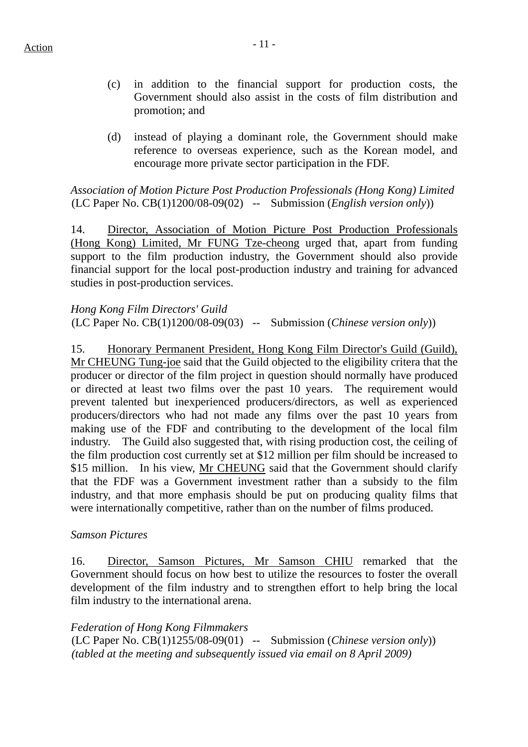(c) in addition to the financial support for production costs, the Government should also assist in the costs of film distribution and promotion; and

(d) instead of playing a dominant role, the Government should make reference to overseas experience, such as the Korean model, and encourage more private sector participation in the FDF.

*Association of Motion Picture Post Production Professionals (Hong Kong) Limited*
(LC Paper No. CB(1)1200/08-09(02) -- Submission (*English version only*))

14. Director, Association of Motion Picture Post Production Professionals (Hong Kong) Limited, Mr FUNG Tze-cheong urged that, apart from funding support to the film production industry, the Government should also provide financial support for the local post-production industry and training for advanced studies in post-production services.

*Hong Kong Film Directors' Guild*
(LC Paper No. CB(1)1200/08-09(03) -- Submission (*Chinese version only*))

15. Honorary Permanent President, Hong Kong Film Director's Guild (Guild), Mr CHEUNG Tung-joe said that the Guild objected to the eligibility critera that the producer or director of the film project in question should normally have produced or directed at least two films over the past 10 years. The requirement would prevent talented but inexperienced producers/directors, as well as experienced producers/directors who had not made any films over the past 10 years from making use of the FDF and contributing to the development of the local film industry. The Guild also suggested that, with rising production cost, the ceiling of the film production cost currently set at $12 million per film should be increased to $15 million. In his view, Mr CHEUNG said that the Government should clarify that the FDF was a Government investment rather than a subsidy to the film industry, and that more emphasis should be put on producing quality films that were internationally competitive, rather than on the number of films produced.

*Samson Pictures*

16. Director, Samson Pictures, Mr Samson CHIU remarked that the Government should focus on how best to utilize the resources to foster the overall development of the film industry and to strengthen effort to help bring the local film industry to the international arena.

*Federation of Hong Kong Filmmakers*
(LC Paper No. CB(1)1255/08-09(01) -- Submission (*Chinese version only*))
*(tabled at the meeting and subsequently issued via email on 8 April 2009)*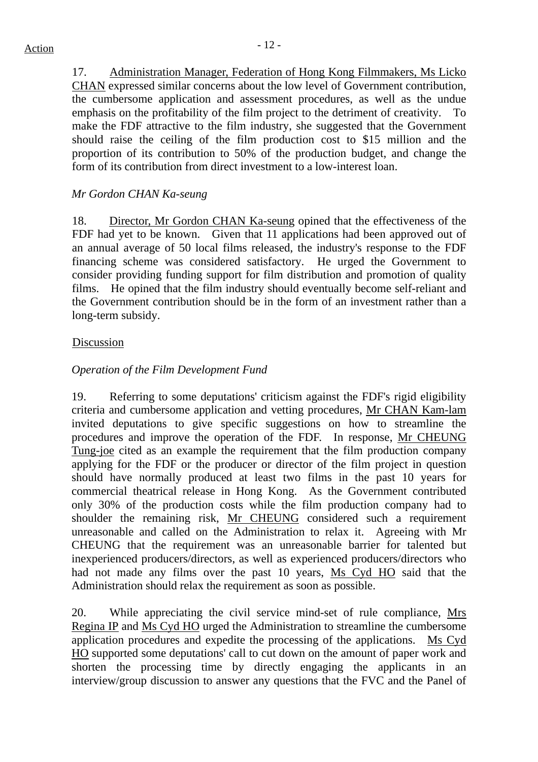17. Administration Manager, Federation of Hong Kong Filmmakers, Ms Licko CHAN expressed similar concerns about the low level of Government contribution, the cumbersome application and assessment procedures, as well as the undue emphasis on the profitability of the film project to the detriment of creativity. To make the FDF attractive to the film industry, she suggested that the Government should raise the ceiling of the film production cost to $15 million and the proportion of its contribution to 50% of the production budget, and change the form of its contribution from direct investment to a low-interest loan.

*Mr Gordon CHAN Ka-seung*

18. Director, Mr Gordon CHAN Ka-seung opined that the effectiveness of the FDF had yet to be known. Given that 11 applications had been approved out of an annual average of 50 local films released, the industry's response to the FDF financing scheme was considered satisfactory. He urged the Government to consider providing funding support for film distribution and promotion of quality films. He opined that the film industry should eventually become self-reliant and the Government contribution should be in the form of an investment rather than a long-term subsidy.

Discussion

*Operation of the Film Development Fund*

19. Referring to some deputations' criticism against the FDF's rigid eligibility criteria and cumbersome application and vetting procedures, Mr CHAN Kam-lam invited deputations to give specific suggestions on how to streamline the procedures and improve the operation of the FDF. In response, Mr CHEUNG Tung-joe cited as an example the requirement that the film production company applying for the FDF or the producer or director of the film project in question should have normally produced at least two films in the past 10 years for commercial theatrical release in Hong Kong. As the Government contributed only 30% of the production costs while the film production company had to shoulder the remaining risk, Mr CHEUNG considered such a requirement unreasonable and called on the Administration to relax it. Agreeing with Mr CHEUNG that the requirement was an unreasonable barrier for talented but inexperienced producers/directors, as well as experienced producers/directors who had not made any films over the past 10 years, Ms Cyd HO said that the Administration should relax the requirement as soon as possible.

20. While appreciating the civil service mind-set of rule compliance, Mrs Regina IP and Ms Cyd HO urged the Administration to streamline the cumbersome application procedures and expedite the processing of the applications. Ms Cyd HO supported some deputations' call to cut down on the amount of paper work and shorten the processing time by directly engaging the applicants in an interview/group discussion to answer any questions that the FVC and the Panel of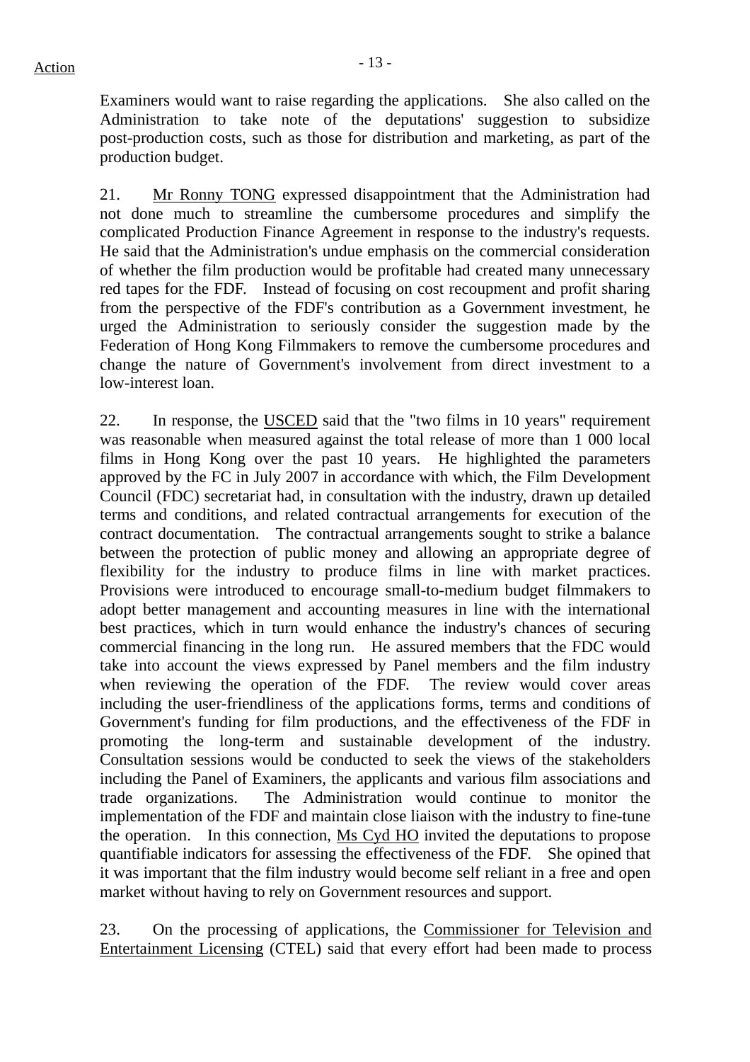Examiners would want to raise regarding the applications. She also called on the Administration to take note of the deputations' suggestion to subsidize post-production costs, such as those for distribution and marketing, as part of the production budget.

21. Mr Ronny TONG expressed disappointment that the Administration had not done much to streamline the cumbersome procedures and simplify the complicated Production Finance Agreement in response to the industry's requests. He said that the Administration's undue emphasis on the commercial consideration of whether the film production would be profitable had created many unnecessary red tapes for the FDF. Instead of focusing on cost recoupment and profit sharing from the perspective of the FDF's contribution as a Government investment, he urged the Administration to seriously consider the suggestion made by the Federation of Hong Kong Filmmakers to remove the cumbersome procedures and change the nature of Government's involvement from direct investment to a low-interest loan.

22. In response, the USCED said that the "two films in 10 years" requirement was reasonable when measured against the total release of more than 1 000 local films in Hong Kong over the past 10 years. He highlighted the parameters approved by the FC in July 2007 in accordance with which, the Film Development Council (FDC) secretariat had, in consultation with the industry, drawn up detailed terms and conditions, and related contractual arrangements for execution of the contract documentation. The contractual arrangements sought to strike a balance between the protection of public money and allowing an appropriate degree of flexibility for the industry to produce films in line with market practices. Provisions were introduced to encourage small-to-medium budget filmmakers to adopt better management and accounting measures in line with the international best practices, which in turn would enhance the industry's chances of securing commercial financing in the long run. He assured members that the FDC would take into account the views expressed by Panel members and the film industry when reviewing the operation of the FDF. The review would cover areas including the user-friendliness of the applications forms, terms and conditions of Government's funding for film productions, and the effectiveness of the FDF in promoting the long-term and sustainable development of the industry. Consultation sessions would be conducted to seek the views of the stakeholders including the Panel of Examiners, the applicants and various film associations and trade organizations. The Administration would continue to monitor the implementation of the FDF and maintain close liaison with the industry to fine-tune the operation. In this connection, Ms Cyd HO invited the deputations to propose quantifiable indicators for assessing the effectiveness of the FDF. She opined that it was important that the film industry would become self reliant in a free and open market without having to rely on Government resources and support.

23. On the processing of applications, the Commissioner for Television and Entertainment Licensing (CTEL) said that every effort had been made to process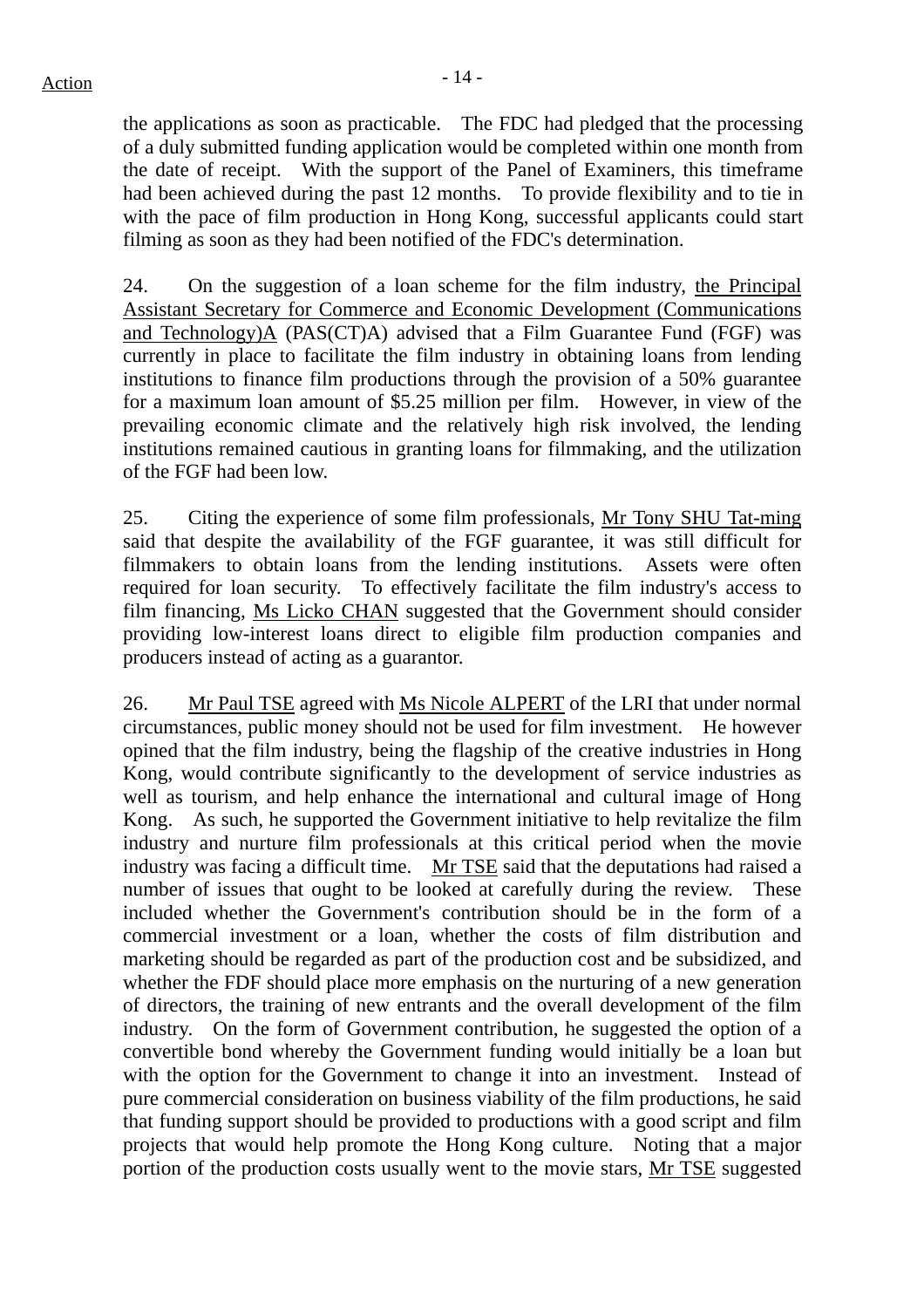the applications as soon as practicable. The FDC had pledged that the processing of a duly submitted funding application would be completed within one month from the date of receipt. With the support of the Panel of Examiners, this timeframe had been achieved during the past 12 months. To provide flexibility and to tie in with the pace of film production in Hong Kong, successful applicants could start filming as soon as they had been notified of the FDC's determination.

24. On the suggestion of a loan scheme for the film industry, the Principal Assistant Secretary for Commerce and Economic Development (Communications and Technology)A (PAS(CT)A) advised that a Film Guarantee Fund (FGF) was currently in place to facilitate the film industry in obtaining loans from lending institutions to finance film productions through the provision of a 50% guarantee for a maximum loan amount of $5.25 million per film. However, in view of the prevailing economic climate and the relatively high risk involved, the lending institutions remained cautious in granting loans for filmmaking, and the utilization of the FGF had been low.

25. Citing the experience of some film professionals, Mr Tony SHU Tat-ming said that despite the availability of the FGF guarantee, it was still difficult for filmmakers to obtain loans from the lending institutions. Assets were often required for loan security. To effectively facilitate the film industry's access to film financing, Ms Licko CHAN suggested that the Government should consider providing low-interest loans direct to eligible film production companies and producers instead of acting as a guarantor.

26. Mr Paul TSE agreed with Ms Nicole ALPERT of the LRI that under normal circumstances, public money should not be used for film investment. He however opined that the film industry, being the flagship of the creative industries in Hong Kong, would contribute significantly to the development of service industries as well as tourism, and help enhance the international and cultural image of Hong Kong. As such, he supported the Government initiative to help revitalize the film industry and nurture film professionals at this critical period when the movie industry was facing a difficult time. Mr TSE said that the deputations had raised a number of issues that ought to be looked at carefully during the review. These included whether the Government's contribution should be in the form of a commercial investment or a loan, whether the costs of film distribution and marketing should be regarded as part of the production cost and be subsidized, and whether the FDF should place more emphasis on the nurturing of a new generation of directors, the training of new entrants and the overall development of the film industry. On the form of Government contribution, he suggested the option of a convertible bond whereby the Government funding would initially be a loan but with the option for the Government to change it into an investment. Instead of pure commercial consideration on business viability of the film productions, he said that funding support should be provided to productions with a good script and film projects that would help promote the Hong Kong culture. Noting that a major portion of the production costs usually went to the movie stars, Mr TSE suggested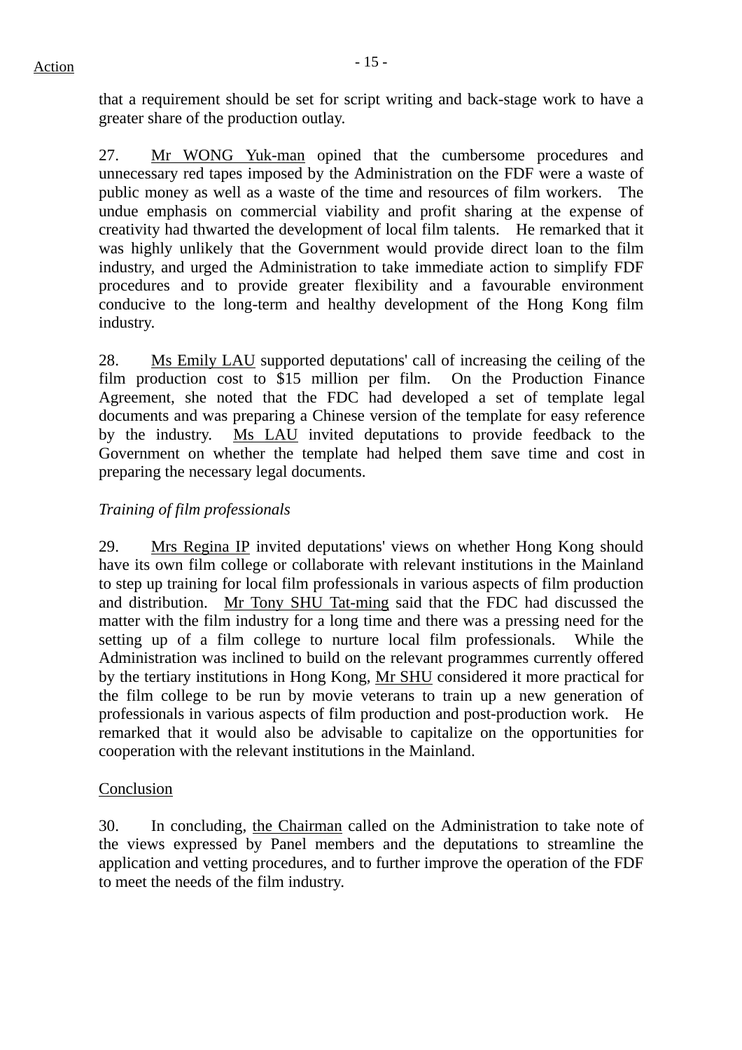that a requirement should be set for script writing and back-stage work to have a greater share of the production outlay.

27. Mr WONG Yuk-man opined that the cumbersome procedures and unnecessary red tapes imposed by the Administration on the FDF were a waste of public money as well as a waste of the time and resources of film workers. The undue emphasis on commercial viability and profit sharing at the expense of creativity had thwarted the development of local film talents. He remarked that it was highly unlikely that the Government would provide direct loan to the film industry, and urged the Administration to take immediate action to simplify FDF procedures and to provide greater flexibility and a favourable environment conducive to the long-term and healthy development of the Hong Kong film industry.

28. Ms Emily LAU supported deputations' call of increasing the ceiling of the film production cost to $15 million per film. On the Production Finance Agreement, she noted that the FDC had developed a set of template legal documents and was preparing a Chinese version of the template for easy reference by the industry. Ms LAU invited deputations to provide feedback to the Government on whether the template had helped them save time and cost in preparing the necessary legal documents.

*Training of film professionals*

29. Mrs Regina IP invited deputations' views on whether Hong Kong should have its own film college or collaborate with relevant institutions in the Mainland to step up training for local film professionals in various aspects of film production and distribution. Mr Tony SHU Tat-ming said that the FDC had discussed the matter with the film industry for a long time and there was a pressing need for the setting up of a film college to nurture local film professionals. While the Administration was inclined to build on the relevant programmes currently offered by the tertiary institutions in Hong Kong, Mr SHU considered it more practical for the film college to be run by movie veterans to train up a new generation of professionals in various aspects of film production and post-production work. He remarked that it would also be advisable to capitalize on the opportunities for cooperation with the relevant institutions in the Mainland.

Conclusion

30. In concluding, the Chairman called on the Administration to take note of the views expressed by Panel members and the deputations to streamline the application and vetting procedures, and to further improve the operation of the FDF to meet the needs of the film industry.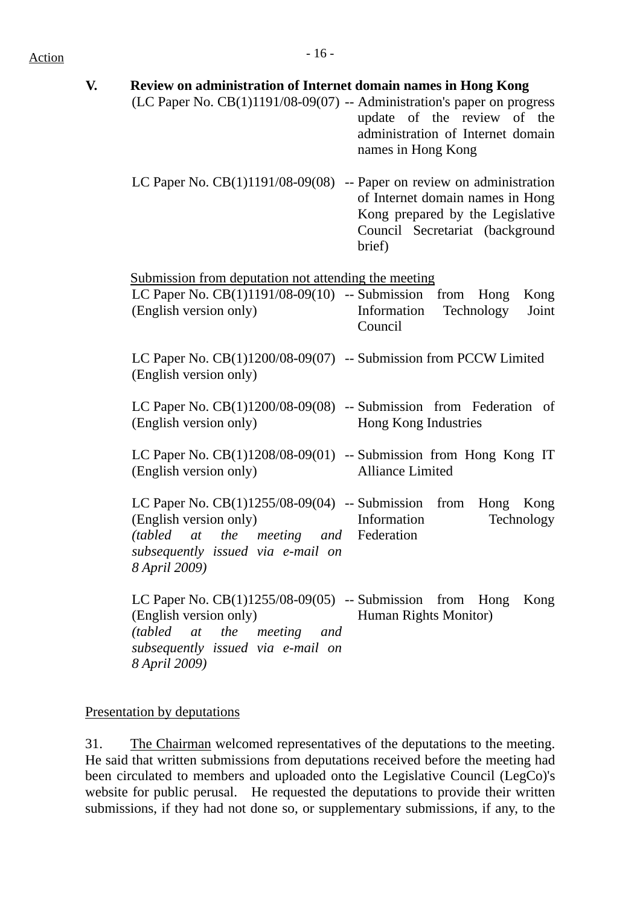Action

## V. Review on administration of Internet domain names in Hong Kong

(LC Paper No. CB(1)1191/08-09(07) -- Administration's paper on progress update of the review of the administration of Internet domain names in Hong Kong

LC Paper No. CB(1)1191/08-09(08) -- Paper on review on administration of Internet domain names in Hong Kong prepared by the Legislative Council Secretariat (background brief)

Submission from deputation not attending the meeting

LC Paper No. CB(1)1191/08-09(10) (English version only) -- Submission from Hong Kong Information Technology Joint Council

LC Paper No. CB(1)1200/08-09(07) (English version only) -- Submission from PCCW Limited

LC Paper No. CB(1)1200/08-09(08) (English version only) -- Submission from Federation of Hong Kong Industries

LC Paper No. CB(1)1208/08-09(01) (English version only) -- Submission from Hong Kong IT Alliance Limited

LC Paper No. CB(1)1255/08-09(04) (English version only) *(tabled at the meeting and subsequently issued via e-mail on 8 April 2009)* -- Submission from Hong Kong Information Technology Federation

LC Paper No. CB(1)1255/08-09(05) (English version only) *(tabled at the meeting and subsequently issued via e-mail on 8 April 2009)* -- Submission from Hong Kong Human Rights Monitor)

Presentation by deputations

31. The Chairman welcomed representatives of the deputations to the meeting. He said that written submissions from deputations received before the meeting had been circulated to members and uploaded onto the Legislative Council (LegCo)'s website for public perusal. He requested the deputations to provide their written submissions, if they had not done so, or supplementary submissions, if any, to the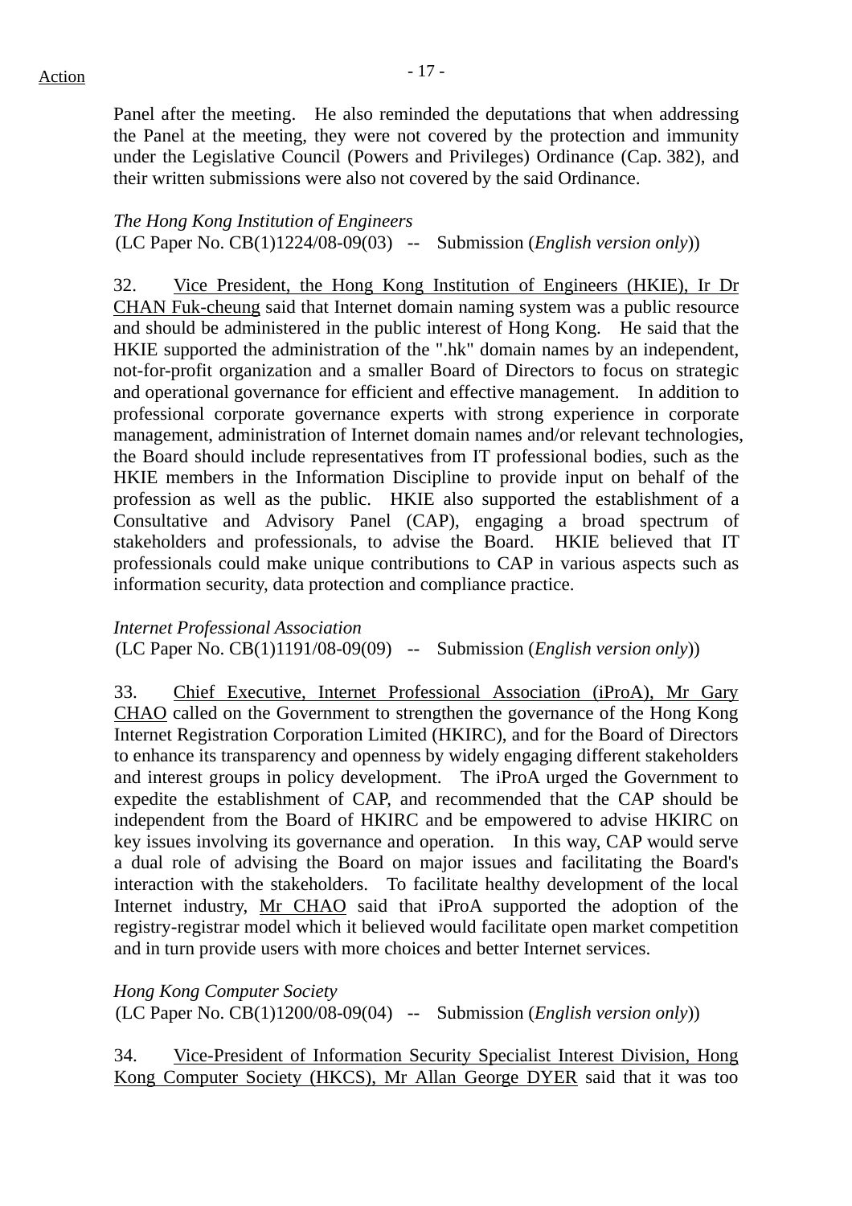Panel after the meeting. He also reminded the deputations that when addressing the Panel at the meeting, they were not covered by the protection and immunity under the Legislative Council (Powers and Privileges) Ordinance (Cap. 382), and their written submissions were also not covered by the said Ordinance.

*The Hong Kong Institution of Engineers*
(LC Paper No. CB(1)1224/08-09(03) -- Submission (*English version only*))

32. Vice President, the Hong Kong Institution of Engineers (HKIE), Ir Dr CHAN Fuk-cheung said that Internet domain naming system was a public resource and should be administered in the public interest of Hong Kong. He said that the HKIE supported the administration of the ".hk" domain names by an independent, not-for-profit organization and a smaller Board of Directors to focus on strategic and operational governance for efficient and effective management. In addition to professional corporate governance experts with strong experience in corporate management, administration of Internet domain names and/or relevant technologies, the Board should include representatives from IT professional bodies, such as the HKIE members in the Information Discipline to provide input on behalf of the profession as well as the public. HKIE also supported the establishment of a Consultative and Advisory Panel (CAP), engaging a broad spectrum of stakeholders and professionals, to advise the Board. HKIE believed that IT professionals could make unique contributions to CAP in various aspects such as information security, data protection and compliance practice.

*Internet Professional Association*
(LC Paper No. CB(1)1191/08-09(09) -- Submission (*English version only*))

33. Chief Executive, Internet Professional Association (iProA), Mr Gary CHAO called on the Government to strengthen the governance of the Hong Kong Internet Registration Corporation Limited (HKIRC), and for the Board of Directors to enhance its transparency and openness by widely engaging different stakeholders and interest groups in policy development. The iProA urged the Government to expedite the establishment of CAP, and recommended that the CAP should be independent from the Board of HKIRC and be empowered to advise HKIRC on key issues involving its governance and operation. In this way, CAP would serve a dual role of advising the Board on major issues and facilitating the Board's interaction with the stakeholders. To facilitate healthy development of the local Internet industry, Mr CHAO said that iProA supported the adoption of the registry-registrar model which it believed would facilitate open market competition and in turn provide users with more choices and better Internet services.

*Hong Kong Computer Society*
(LC Paper No. CB(1)1200/08-09(04) -- Submission (*English version only*))

34. Vice-President of Information Security Specialist Interest Division, Hong Kong Computer Society (HKCS), Mr Allan George DYER said that it was too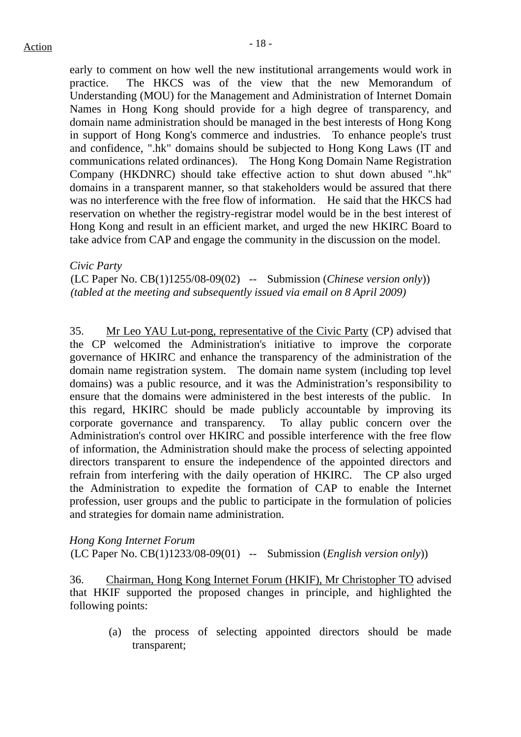Action

early to comment on how well the new institutional arrangements would work in practice. The HKCS was of the view that the new Memorandum of Understanding (MOU) for the Management and Administration of Internet Domain Names in Hong Kong should provide for a high degree of transparency, and domain name administration should be managed in the best interests of Hong Kong in support of Hong Kong's commerce and industries. To enhance people's trust and confidence, ".hk" domains should be subjected to Hong Kong Laws (IT and communications related ordinances). The Hong Kong Domain Name Registration Company (HKDNRC) should take effective action to shut down abused ".hk" domains in a transparent manner, so that stakeholders would be assured that there was no interference with the free flow of information. He said that the HKCS had reservation on whether the registry-registrar model would be in the best interest of Hong Kong and result in an efficient market, and urged the new HKIRC Board to take advice from CAP and engage the community in the discussion on the model.

*Civic Party*
(LC Paper No. CB(1)1255/08-09(02) -- Submission (*Chinese version only*))
*(tabled at the meeting and subsequently issued via email on 8 April 2009)*

35. Mr Leo YAU Lut-pong, representative of the Civic Party (CP) advised that the CP welcomed the Administration's initiative to improve the corporate governance of HKIRC and enhance the transparency of the administration of the domain name registration system. The domain name system (including top level domains) was a public resource, and it was the Administration's responsibility to ensure that the domains were administered in the best interests of the public. In this regard, HKIRC should be made publicly accountable by improving its corporate governance and transparency. To allay public concern over the Administration's control over HKIRC and possible interference with the free flow of information, the Administration should make the process of selecting appointed directors transparent to ensure the independence of the appointed directors and refrain from interfering with the daily operation of HKIRC. The CP also urged the Administration to expedite the formation of CAP to enable the Internet profession, user groups and the public to participate in the formulation of policies and strategies for domain name administration.

*Hong Kong Internet Forum*
(LC Paper No. CB(1)1233/08-09(01) -- Submission (*English version only*))

36. Chairman, Hong Kong Internet Forum (HKIF), Mr Christopher TO advised that HKIF supported the proposed changes in principle, and highlighted the following points:

(a) the process of selecting appointed directors should be made transparent;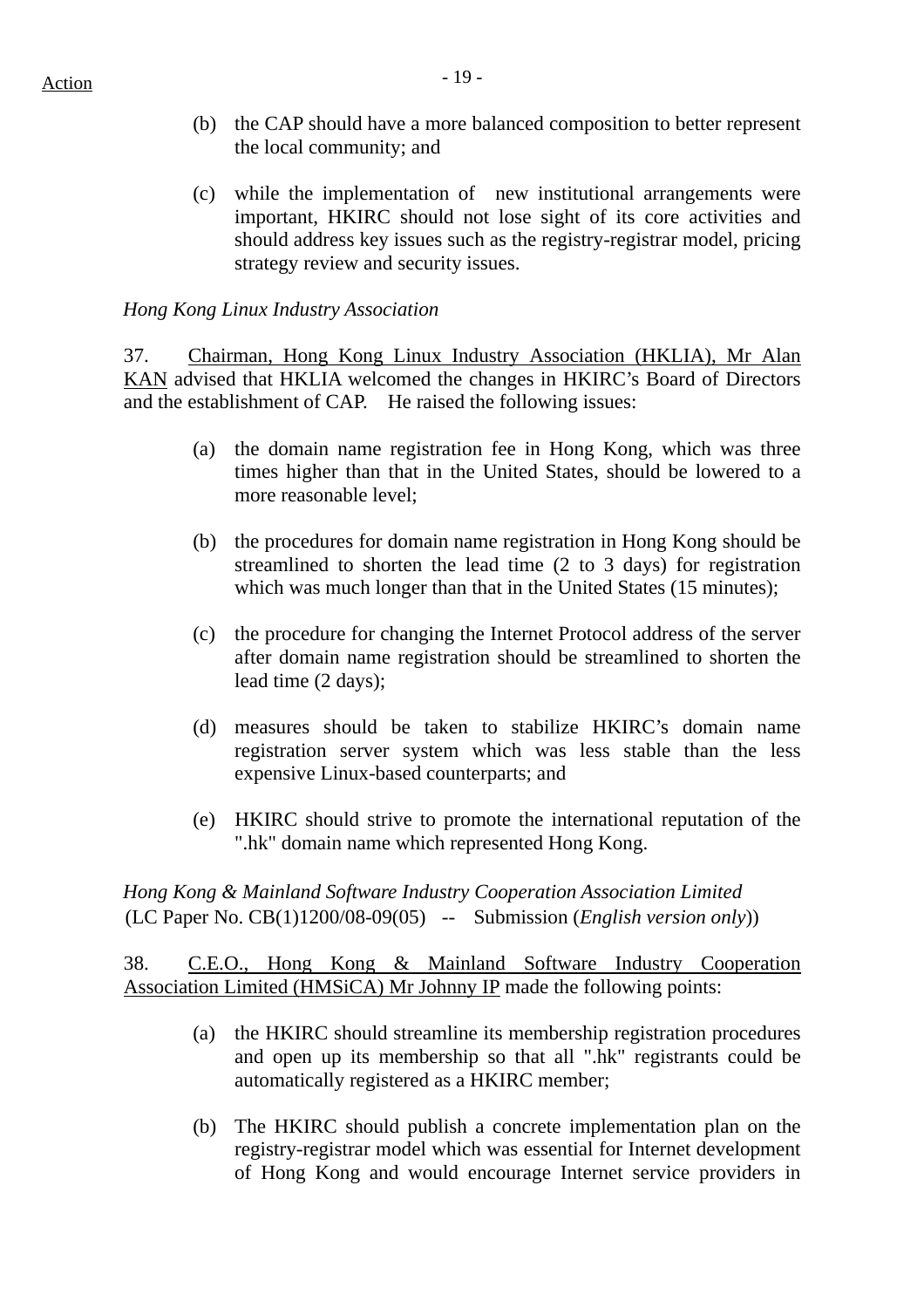Action

(b) the CAP should have a more balanced composition to better represent the local community; and

(c) while the implementation of new institutional arrangements were important, HKIRC should not lose sight of its core activities and should address key issues such as the registry-registrar model, pricing strategy review and security issues.

*Hong Kong Linux Industry Association*

37. Chairman, Hong Kong Linux Industry Association (HKLIA), Mr Alan KAN advised that HKLIA welcomed the changes in HKIRC's Board of Directors and the establishment of CAP. He raised the following issues:

(a) the domain name registration fee in Hong Kong, which was three times higher than that in the United States, should be lowered to a more reasonable level;

(b) the procedures for domain name registration in Hong Kong should be streamlined to shorten the lead time (2 to 3 days) for registration which was much longer than that in the United States (15 minutes);

(c) the procedure for changing the Internet Protocol address of the server after domain name registration should be streamlined to shorten the lead time (2 days);

(d) measures should be taken to stabilize HKIRC's domain name registration server system which was less stable than the less expensive Linux-based counterparts; and

(e) HKIRC should strive to promote the international reputation of the ".hk" domain name which represented Hong Kong.

*Hong Kong & Mainland Software Industry Cooperation Association Limited*
(LC Paper No. CB(1)1200/08-09(05) -- Submission (*English version only*))

38. C.E.O., Hong Kong & Mainland Software Industry Cooperation Association Limited (HMSiCA) Mr Johnny IP made the following points:

(a) the HKIRC should streamline its membership registration procedures and open up its membership so that all ".hk" registrants could be automatically registered as a HKIRC member;

(b) The HKIRC should publish a concrete implementation plan on the registry-registrar model which was essential for Internet development of Hong Kong and would encourage Internet service providers in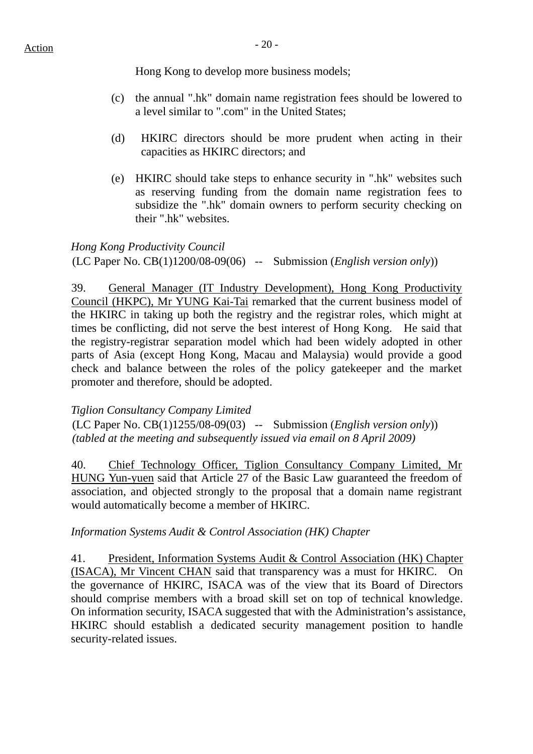Hong Kong to develop more business models;

(c) the annual ".hk" domain name registration fees should be lowered to a level similar to ".com" in the United States;

(d) HKIRC directors should be more prudent when acting in their capacities as HKIRC directors; and

(e) HKIRC should take steps to enhance security in ".hk" websites such as reserving funding from the domain name registration fees to subsidize the ".hk" domain owners to perform security checking on their ".hk" websites.

*Hong Kong Productivity Council*
(LC Paper No. CB(1)1200/08-09(06) -- Submission (*English version only*))

39. General Manager (IT Industry Development), Hong Kong Productivity Council (HKPC), Mr YUNG Kai-Tai remarked that the current business model of the HKIRC in taking up both the registry and the registrar roles, which might at times be conflicting, did not serve the best interest of Hong Kong. He said that the registry-registrar separation model which had been widely adopted in other parts of Asia (except Hong Kong, Macau and Malaysia) would provide a good check and balance between the roles of the policy gatekeeper and the market promoter and therefore, should be adopted.

*Tiglion Consultancy Company Limited*
(LC Paper No. CB(1)1255/08-09(03) -- Submission (*English version only*))
*(tabled at the meeting and subsequently issued via email on 8 April 2009)*

40. Chief Technology Officer, Tiglion Consultancy Company Limited, Mr HUNG Yun-yuen said that Article 27 of the Basic Law guaranteed the freedom of association, and objected strongly to the proposal that a domain name registrant would automatically become a member of HKIRC.

*Information Systems Audit & Control Association (HK) Chapter*

41. President, Information Systems Audit & Control Association (HK) Chapter (ISACA), Mr Vincent CHAN said that transparency was a must for HKIRC. On the governance of HKIRC, ISACA was of the view that its Board of Directors should comprise members with a broad skill set on top of technical knowledge. On information security, ISACA suggested that with the Administration's assistance, HKIRC should establish a dedicated security management position to handle security-related issues.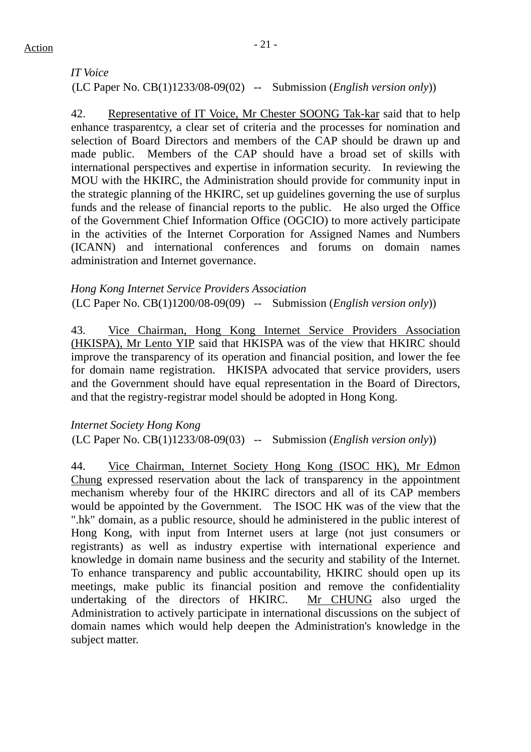Action

*IT Voice*
(LC Paper No. CB(1)1233/08-09(02) -- Submission (*English version only*))

42. Representative of IT Voice, Mr Chester SOONG Tak-kar said that to help enhance trasparentcy, a clear set of criteria and the processes for nomination and selection of Board Directors and members of the CAP should be drawn up and made public. Members of the CAP should have a broad set of skills with international perspectives and expertise in information security. In reviewing the MOU with the HKIRC, the Administration should provide for community input in the strategic planning of the HKIRC, set up guidelines governing the use of surplus funds and the release of financial reports to the public. He also urged the Office of the Government Chief Information Office (OGCIO) to more actively participate in the activities of the Internet Corporation for Assigned Names and Numbers (ICANN) and international conferences and forums on domain names administration and Internet governance.

*Hong Kong Internet Service Providers Association*
(LC Paper No. CB(1)1200/08-09(09) -- Submission (*English version only*))

43. Vice Chairman, Hong Kong Internet Service Providers Association (HKISPA), Mr Lento YIP said that HKISPA was of the view that HKIRC should improve the transparency of its operation and financial position, and lower the fee for domain name registration. HKISPA advocated that service providers, users and the Government should have equal representation in the Board of Directors, and that the registry-registrar model should be adopted in Hong Kong.

*Internet Society Hong Kong*
(LC Paper No. CB(1)1233/08-09(03) -- Submission (*English version only*))

44. Vice Chairman, Internet Society Hong Kong (ISOC HK), Mr Edmon Chung expressed reservation about the lack of transparency in the appointment mechanism whereby four of the HKIRC directors and all of its CAP members would be appointed by the Government. The ISOC HK was of the view that the ".hk" domain, as a public resource, should he administered in the public interest of Hong Kong, with input from Internet users at large (not just consumers or registrants) as well as industry expertise with international experience and knowledge in domain name business and the security and stability of the Internet. To enhance transparency and public accountability, HKIRC should open up its meetings, make public its financial position and remove the confidentiality undertaking of the directors of HKIRC. Mr CHUNG also urged the Administration to actively participate in international discussions on the subject of domain names which would help deepen the Administration's knowledge in the subject matter.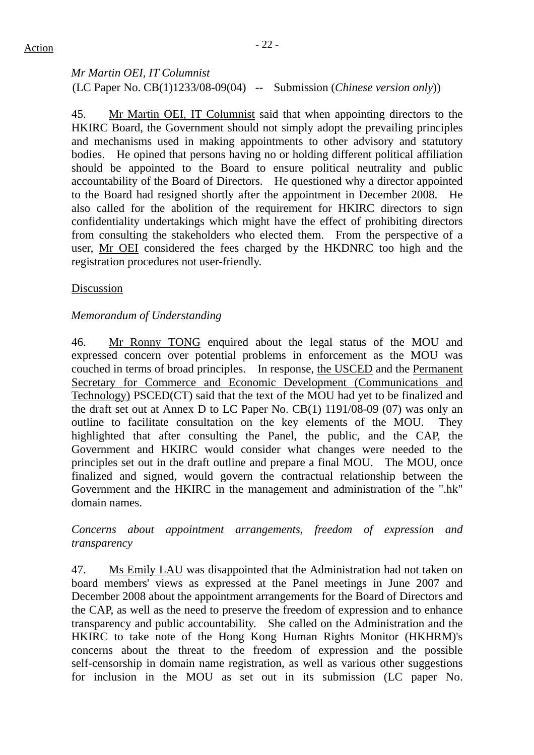*Mr Martin OEI, IT Columnist*
(LC Paper No. CB(1)1233/08-09(04) -- Submission (*Chinese version only*))

45. Mr Martin OEI, IT Columnist said that when appointing directors to the HKIRC Board, the Government should not simply adopt the prevailing principles and mechanisms used in making appointments to other advisory and statutory bodies. He opined that persons having no or holding different political affiliation should be appointed to the Board to ensure political neutrality and public accountability of the Board of Directors. He questioned why a director appointed to the Board had resigned shortly after the appointment in December 2008. He also called for the abolition of the requirement for HKIRC directors to sign confidentiality undertakings which might have the effect of prohibiting directors from consulting the stakeholders who elected them. From the perspective of a user, Mr OEI considered the fees charged by the HKDNRC too high and the registration procedures not user-friendly.

Discussion

*Memorandum of Understanding*

46. Mr Ronny TONG enquired about the legal status of the MOU and expressed concern over potential problems in enforcement as the MOU was couched in terms of broad principles. In response, the USCED and the Permanent Secretary for Commerce and Economic Development (Communications and Technology) PSCED(CT) said that the text of the MOU had yet to be finalized and the draft set out at Annex D to LC Paper No. CB(1) 1191/08-09 (07) was only an outline to facilitate consultation on the key elements of the MOU. They highlighted that after consulting the Panel, the public, and the CAP, the Government and HKIRC would consider what changes were needed to the principles set out in the draft outline and prepare a final MOU. The MOU, once finalized and signed, would govern the contractual relationship between the Government and the HKIRC in the management and administration of the ".hk" domain names.

*Concerns about appointment arrangements, freedom of expression and transparency*

47. Ms Emily LAU was disappointed that the Administration had not taken on board members' views as expressed at the Panel meetings in June 2007 and December 2008 about the appointment arrangements for the Board of Directors and the CAP, as well as the need to preserve the freedom of expression and to enhance transparency and public accountability. She called on the Administration and the HKIRC to take note of the Hong Kong Human Rights Monitor (HKHRM)'s concerns about the threat to the freedom of expression and the possible self-censorship in domain name registration, as well as various other suggestions for inclusion in the MOU as set out in its submission (LC paper No.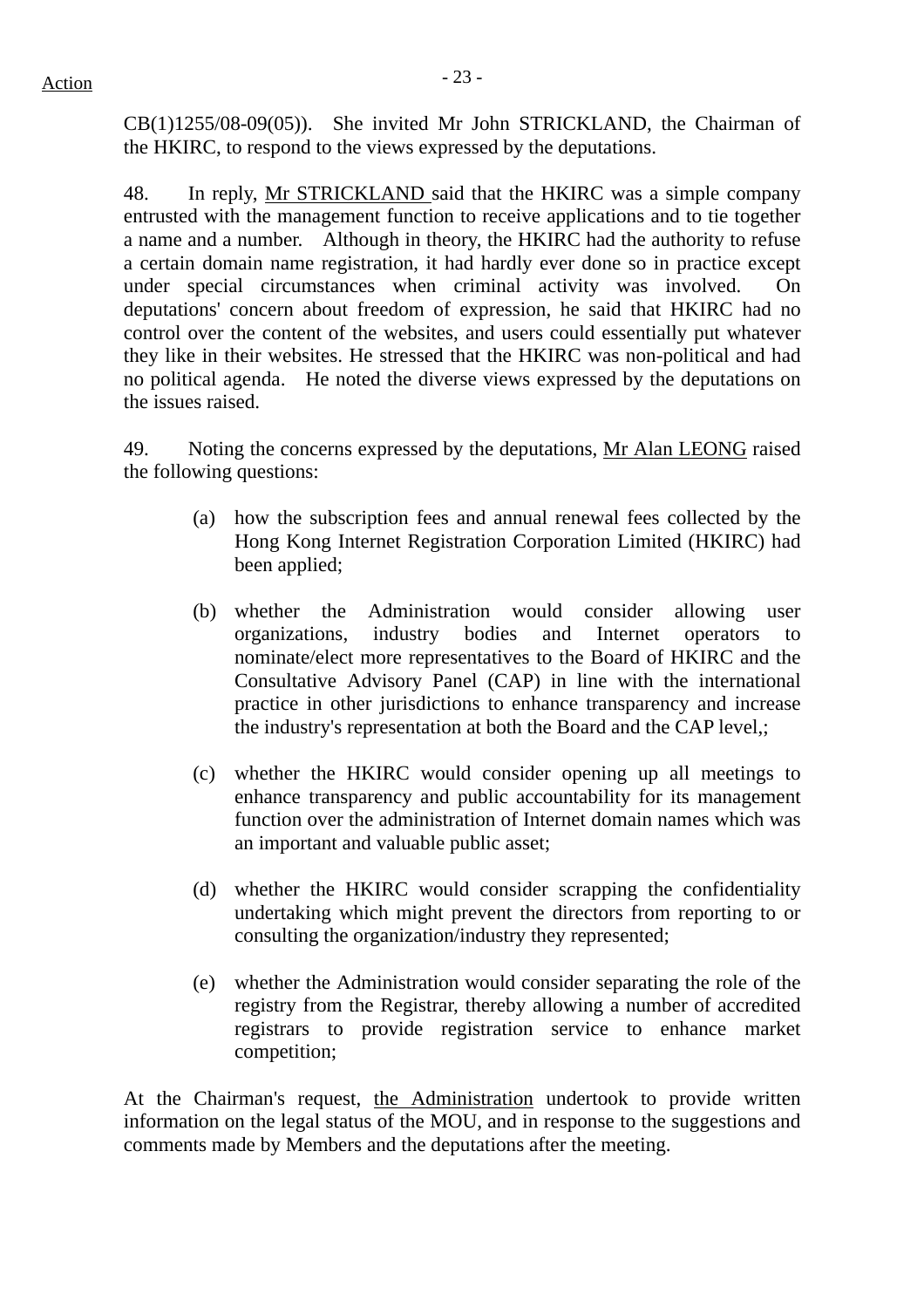CB(1)1255/08-09(05)). She invited Mr John STRICKLAND, the Chairman of the HKIRC, to respond to the views expressed by the deputations.

48. In reply, Mr STRICKLAND said that the HKIRC was a simple company entrusted with the management function to receive applications and to tie together a name and a number. Although in theory, the HKIRC had the authority to refuse a certain domain name registration, it had hardly ever done so in practice except under special circumstances when criminal activity was involved. On deputations' concern about freedom of expression, he said that HKIRC had no control over the content of the websites, and users could essentially put whatever they like in their websites. He stressed that the HKIRC was non-political and had no political agenda. He noted the diverse views expressed by the deputations on the issues raised.

49. Noting the concerns expressed by the deputations, Mr Alan LEONG raised the following questions:

(a) how the subscription fees and annual renewal fees collected by the Hong Kong Internet Registration Corporation Limited (HKIRC) had been applied;

(b) whether the Administration would consider allowing user organizations, industry bodies and Internet operators to nominate/elect more representatives to the Board of HKIRC and the Consultative Advisory Panel (CAP) in line with the international practice in other jurisdictions to enhance transparency and increase the industry's representation at both the Board and the CAP level,;

(c) whether the HKIRC would consider opening up all meetings to enhance transparency and public accountability for its management function over the administration of Internet domain names which was an important and valuable public asset;

(d) whether the HKIRC would consider scrapping the confidentiality undertaking which might prevent the directors from reporting to or consulting the organization/industry they represented;

(e) whether the Administration would consider separating the role of the registry from the Registrar, thereby allowing a number of accredited registrars to provide registration service to enhance market competition;

At the Chairman's request, the Administration undertook to provide written information on the legal status of the MOU, and in response to the suggestions and comments made by Members and the deputations after the meeting.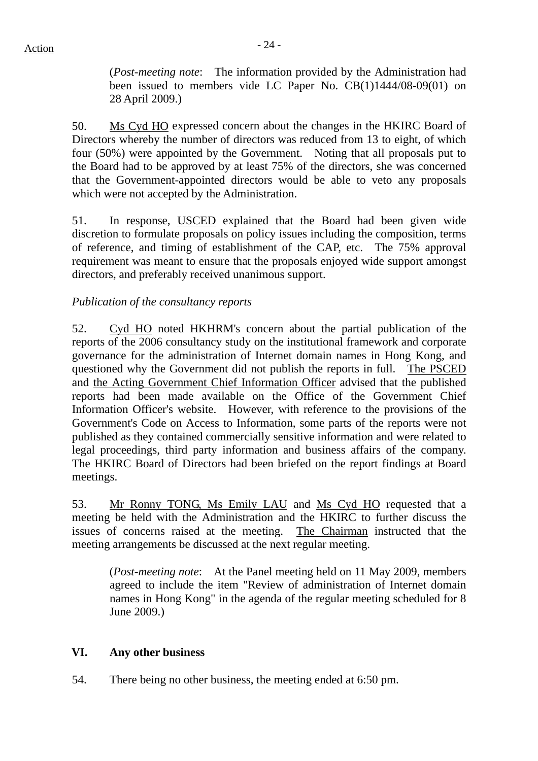(*Post-meeting note*: The information provided by the Administration had been issued to members vide LC Paper No. CB(1)1444/08-09(01) on 28 April 2009.)

50. Ms Cyd HO expressed concern about the changes in the HKIRC Board of Directors whereby the number of directors was reduced from 13 to eight, of which four (50%) were appointed by the Government. Noting that all proposals put to the Board had to be approved by at least 75% of the directors, she was concerned that the Government-appointed directors would be able to veto any proposals which were not accepted by the Administration.

51. In response, USCED explained that the Board had been given wide discretion to formulate proposals on policy issues including the composition, terms of reference, and timing of establishment of the CAP, etc. The 75% approval requirement was meant to ensure that the proposals enjoyed wide support amongst directors, and preferably received unanimous support.

*Publication of the consultancy reports*

52. Cyd HO noted HKHRM's concern about the partial publication of the reports of the 2006 consultancy study on the institutional framework and corporate governance for the administration of Internet domain names in Hong Kong, and questioned why the Government did not publish the reports in full. The PSCED and the Acting Government Chief Information Officer advised that the published reports had been made available on the Office of the Government Chief Information Officer's website. However, with reference to the provisions of the Government's Code on Access to Information, some parts of the reports were not published as they contained commercially sensitive information and were related to legal proceedings, third party information and business affairs of the company. The HKIRC Board of Directors had been briefed on the report findings at Board meetings.

53. Mr Ronny TONG, Ms Emily LAU and Ms Cyd HO requested that a meeting be held with the Administration and the HKIRC to further discuss the issues of concerns raised at the meeting. The Chairman instructed that the meeting arrangements be discussed at the next regular meeting.

(*Post-meeting note*: At the Panel meeting held on 11 May 2009, members agreed to include the item "Review of administration of Internet domain names in Hong Kong" in the agenda of the regular meeting scheduled for 8 June 2009.)

## VI. Any other business

54. There being no other business, the meeting ended at 6:50 pm.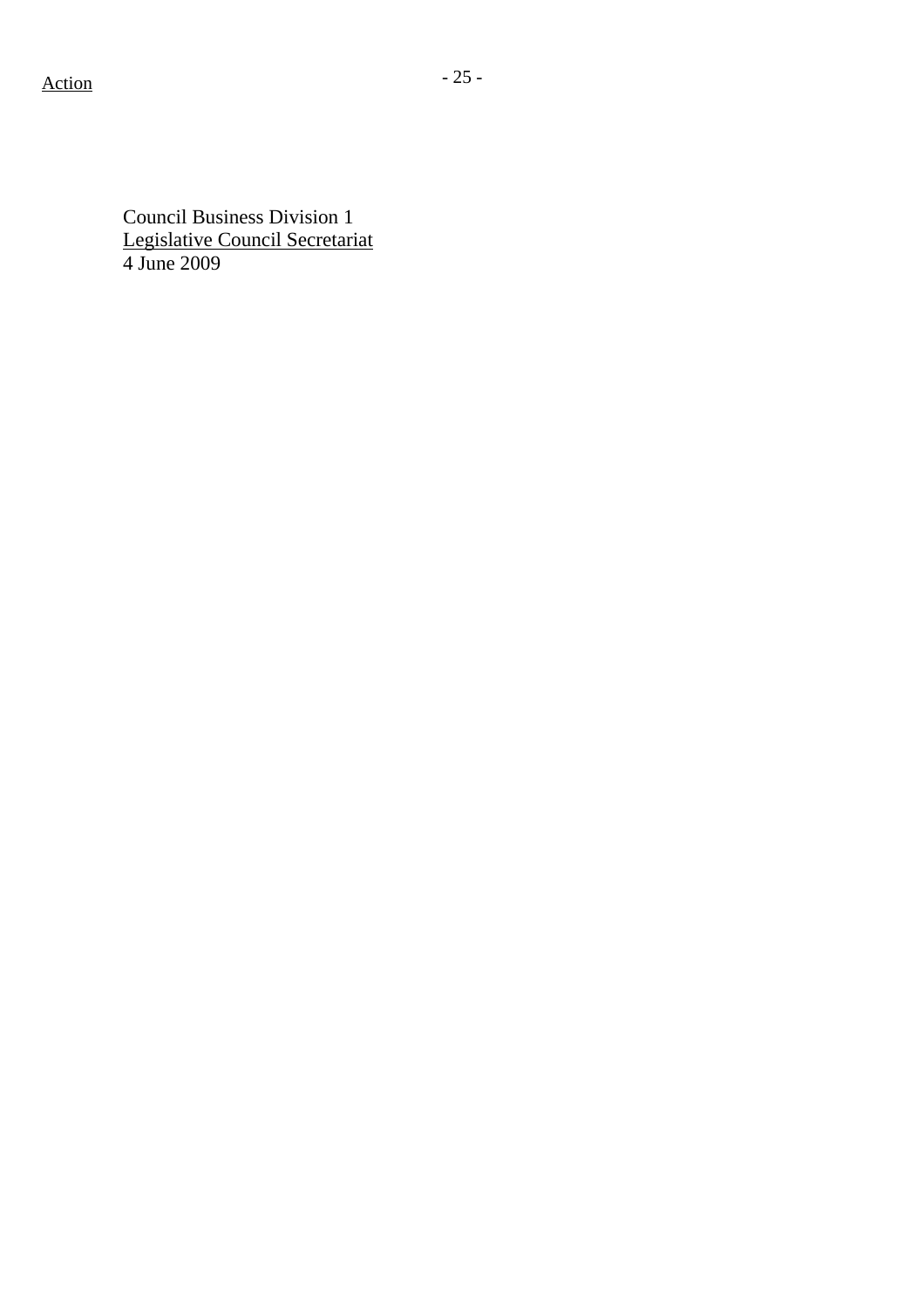Action

Council Business Division 1
Legislative Council Secretariat
4 June 2009